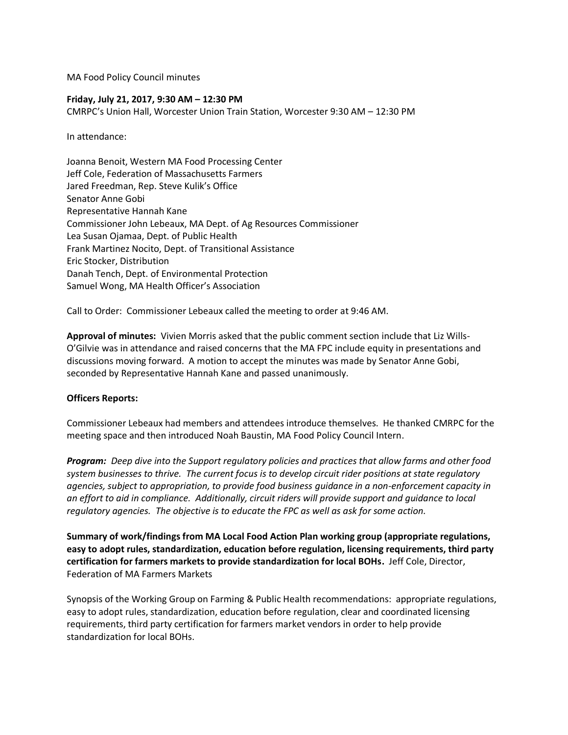MA Food Policy Council minutes

**Friday, July 21, 2017, 9:30 AM – 12:30 PM**

CMRPC's Union Hall, Worcester Union Train Station, Worcester 9:30 AM – 12:30 PM

In attendance:

Joanna Benoit, Western MA Food Processing Center
Jeff Cole, Federation of Massachusetts Farmers
Jared Freedman, Rep. Steve Kulik's Office
Senator Anne Gobi
Representative Hannah Kane
Commissioner John Lebeaux, MA Dept. of Ag Resources Commissioner
Lea Susan Ojamaa, Dept. of Public Health
Frank Martinez Nocito, Dept. of Transitional Assistance
Eric Stocker, Distribution
Danah Tench, Dept. of Environmental Protection
Samuel Wong, MA Health Officer's Association

Call to Order: Commissioner Lebeaux called the meeting to order at 9:46 AM.

**Approval of minutes:** Vivien Morris asked that the public comment section include that Liz Wills-O'Gilvie was in attendance and raised concerns that the MA FPC include equity in presentations and discussions moving forward. A motion to accept the minutes was made by Senator Anne Gobi, seconded by Representative Hannah Kane and passed unanimously.

**Officers Reports:**

Commissioner Lebeaux had members and attendees introduce themselves. He thanked CMRPC for the meeting space and then introduced Noah Baustin, MA Food Policy Council Intern.

***Program:*** *Deep dive into the Support regulatory policies and practices that allow farms and other food system businesses to thrive. The current focus is to develop circuit rider positions at state regulatory agencies, subject to appropriation, to provide food business guidance in a non-enforcement capacity in an effort to aid in compliance. Additionally, circuit riders will provide support and guidance to local regulatory agencies. The objective is to educate the FPC as well as ask for some action.*

**Summary of work/findings from MA Local Food Action Plan working group (appropriate regulations, easy to adopt rules, standardization, education before regulation, licensing requirements, third party certification for farmers markets to provide standardization for local BOHs.** Jeff Cole, Director, Federation of MA Farmers Markets

Synopsis of the Working Group on Farming & Public Health recommendations: appropriate regulations, easy to adopt rules, standardization, education before regulation, clear and coordinated licensing requirements, third party certification for farmers market vendors in order to help provide standardization for local BOHs.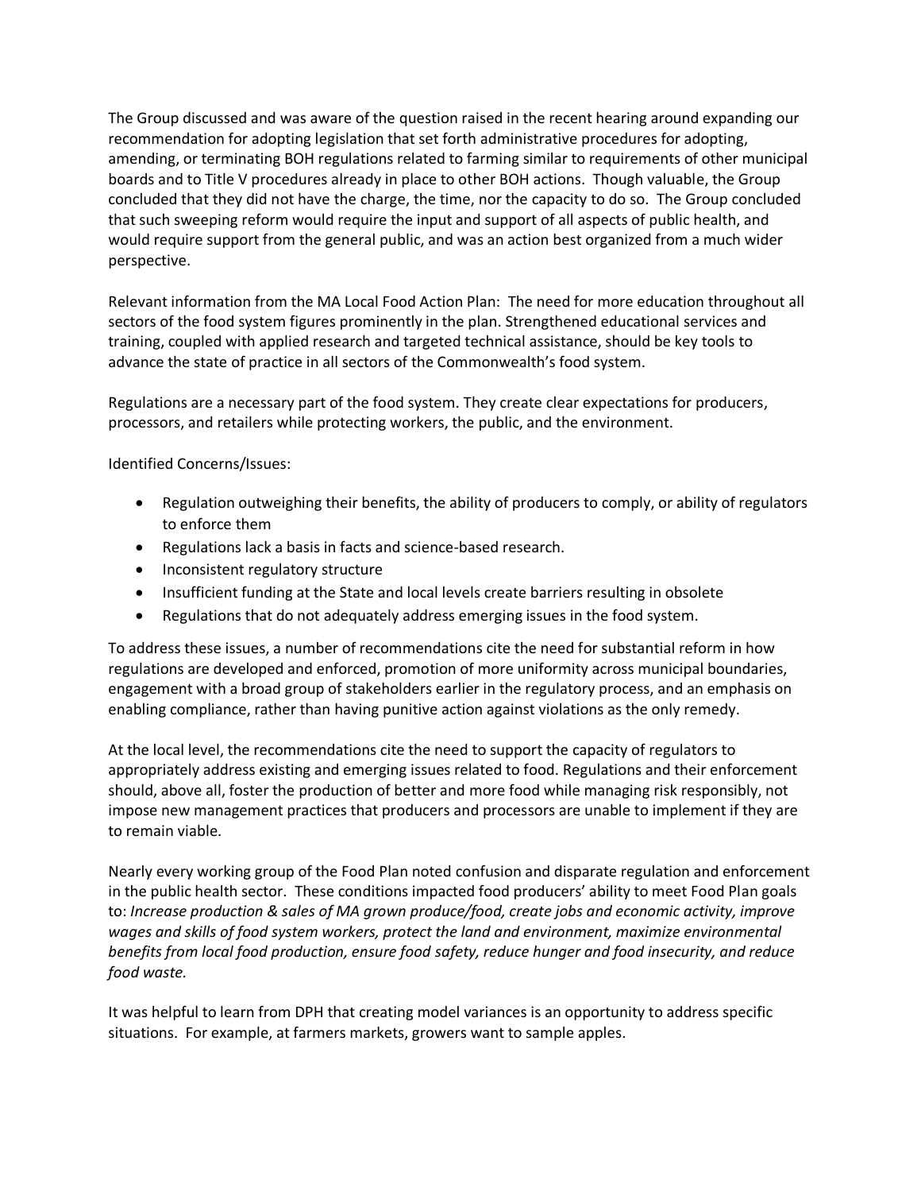The Group discussed and was aware of the question raised in the recent hearing around expanding our recommendation for adopting legislation that set forth administrative procedures for adopting, amending, or terminating BOH regulations related to farming similar to requirements of other municipal boards and to Title V procedures already in place to other BOH actions. Though valuable, the Group concluded that they did not have the charge, the time, nor the capacity to do so. The Group concluded that such sweeping reform would require the input and support of all aspects of public health, and would require support from the general public, and was an action best organized from a much wider perspective.

Relevant information from the MA Local Food Action Plan: The need for more education throughout all sectors of the food system figures prominently in the plan. Strengthened educational services and training, coupled with applied research and targeted technical assistance, should be key tools to advance the state of practice in all sectors of the Commonwealth's food system.

Regulations are a necessary part of the food system. They create clear expectations for producers, processors, and retailers while protecting workers, the public, and the environment.

Identified Concerns/Issues:

- Regulation outweighing their benefits, the ability of producers to comply, or ability of regulators to enforce them
- Regulations lack a basis in facts and science-based research.
- Inconsistent regulatory structure
- Insufficient funding at the State and local levels create barriers resulting in obsolete
- Regulations that do not adequately address emerging issues in the food system.

To address these issues, a number of recommendations cite the need for substantial reform in how regulations are developed and enforced, promotion of more uniformity across municipal boundaries, engagement with a broad group of stakeholders earlier in the regulatory process, and an emphasis on enabling compliance, rather than having punitive action against violations as the only remedy.

At the local level, the recommendations cite the need to support the capacity of regulators to appropriately address existing and emerging issues related to food. Regulations and their enforcement should, above all, foster the production of better and more food while managing risk responsibly, not impose new management practices that producers and processors are unable to implement if they are to remain viable.

Nearly every working group of the Food Plan noted confusion and disparate regulation and enforcement in the public health sector. These conditions impacted food producers' ability to meet Food Plan goals to: *Increase production & sales of MA grown produce/food, create jobs and economic activity, improve wages and skills of food system workers, protect the land and environment, maximize environmental benefits from local food production, ensure food safety, reduce hunger and food insecurity, and reduce food waste.*

It was helpful to learn from DPH that creating model variances is an opportunity to address specific situations. For example, at farmers markets, growers want to sample apples.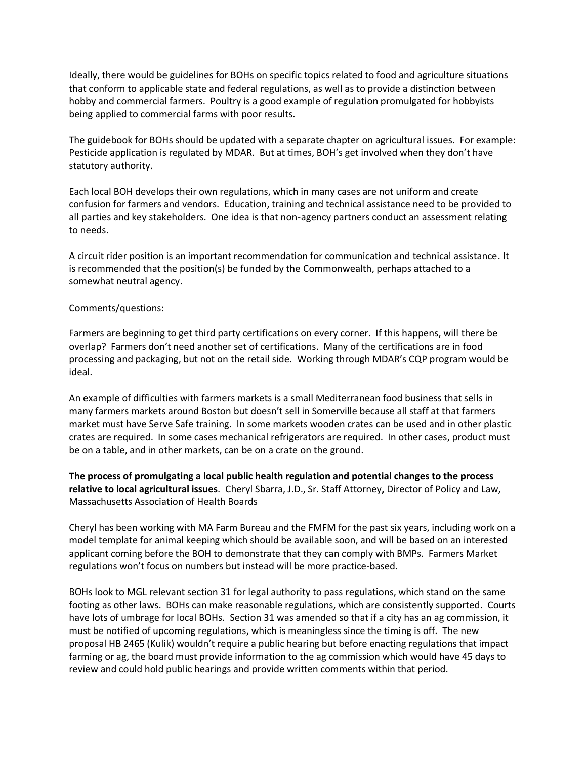Ideally, there would be guidelines for BOHs on specific topics related to food and agriculture situations that conform to applicable state and federal regulations, as well as to provide a distinction between hobby and commercial farmers. Poultry is a good example of regulation promulgated for hobbyists being applied to commercial farms with poor results.

The guidebook for BOHs should be updated with a separate chapter on agricultural issues. For example: Pesticide application is regulated by MDAR. But at times, BOH's get involved when they don't have statutory authority.

Each local BOH develops their own regulations, which in many cases are not uniform and create confusion for farmers and vendors. Education, training and technical assistance need to be provided to all parties and key stakeholders. One idea is that non-agency partners conduct an assessment relating to needs.

A circuit rider position is an important recommendation for communication and technical assistance. It is recommended that the position(s) be funded by the Commonwealth, perhaps attached to a somewhat neutral agency.

Comments/questions:

Farmers are beginning to get third party certifications on every corner. If this happens, will there be overlap? Farmers don't need another set of certifications. Many of the certifications are in food processing and packaging, but not on the retail side. Working through MDAR's CQP program would be ideal.

An example of difficulties with farmers markets is a small Mediterranean food business that sells in many farmers markets around Boston but doesn't sell in Somerville because all staff at that farmers market must have Serve Safe training. In some markets wooden crates can be used and in other plastic crates are required. In some cases mechanical refrigerators are required. In other cases, product must be on a table, and in other markets, can be on a crate on the ground.

**The process of promulgating a local public health regulation and potential changes to the process relative to local agricultural issues**. Cheryl Sbarra, J.D., Sr. Staff Attorney**,** Director of Policy and Law, Massachusetts Association of Health Boards

Cheryl has been working with MA Farm Bureau and the FMFM for the past six years, including work on a model template for animal keeping which should be available soon, and will be based on an interested applicant coming before the BOH to demonstrate that they can comply with BMPs. Farmers Market regulations won't focus on numbers but instead will be more practice-based.

BOHs look to MGL relevant section 31 for legal authority to pass regulations, which stand on the same footing as other laws. BOHs can make reasonable regulations, which are consistently supported. Courts have lots of umbrage for local BOHs. Section 31 was amended so that if a city has an ag commission, it must be notified of upcoming regulations, which is meaningless since the timing is off. The new proposal HB 2465 (Kulik) wouldn't require a public hearing but before enacting regulations that impact farming or ag, the board must provide information to the ag commission which would have 45 days to review and could hold public hearings and provide written comments within that period.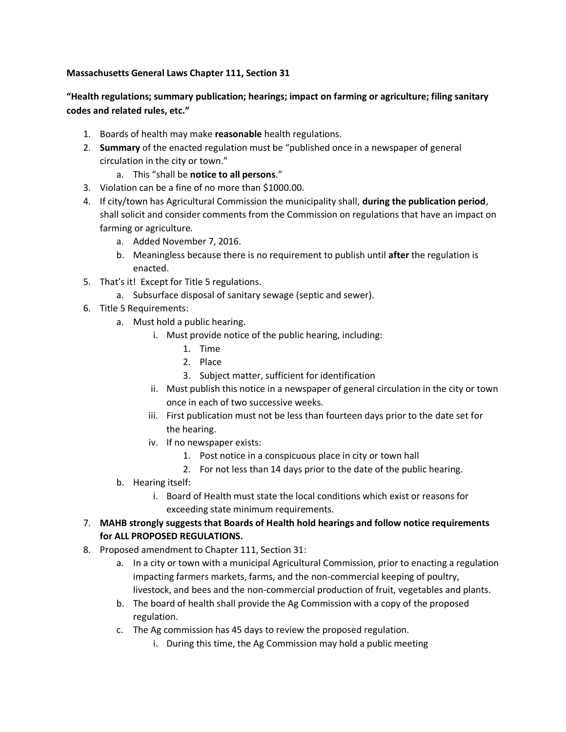**Massachusetts General Laws Chapter 111, Section 31**

**"Health regulations; summary publication; hearings; impact on farming or agriculture; filing sanitary codes and related rules, etc."**

1. Boards of health may make **reasonable** health regulations.
2. **Summary** of the enacted regulation must be "published once in a newspaper of general circulation in the city or town."
    a. This "shall be **notice to all persons**."
3. Violation can be a fine of no more than $1000.00.
4. If city/town has Agricultural Commission the municipality shall, **during the publication period**, shall solicit and consider comments from the Commission on regulations that have an impact on farming or agriculture.
    a. Added November 7, 2016.
    b. Meaningless because there is no requirement to publish until **after** the regulation is enacted.
5. That's it! Except for Title 5 regulations.
    a. Subsurface disposal of sanitary sewage (septic and sewer).
6. Title 5 Requirements:
    a. Must hold a public hearing.
        i. Must provide notice of the public hearing, including:
            1. Time
            2. Place
            3. Subject matter, sufficient for identification
        ii. Must publish this notice in a newspaper of general circulation in the city or town once in each of two successive weeks.
        iii. First publication must not be less than fourteen days prior to the date set for the hearing.
        iv. If no newspaper exists:
            1. Post notice in a conspicuous place in city or town hall
            2. For not less than 14 days prior to the date of the public hearing.
    b. Hearing itself:
        i. Board of Health must state the local conditions which exist or reasons for exceeding state minimum requirements.
7. **MAHB strongly suggests that Boards of Health hold hearings and follow notice requirements for ALL PROPOSED REGULATIONS.**
8. Proposed amendment to Chapter 111, Section 31:
    a. In a city or town with a municipal Agricultural Commission, prior to enacting a regulation impacting farmers markets, farms, and the non-commercial keeping of poultry, livestock, and bees and the non-commercial production of fruit, vegetables and plants.
    b. The board of health shall provide the Ag Commission with a copy of the proposed regulation.
    c. The Ag commission has 45 days to review the proposed regulation.
        i. During this time, the Ag Commission may hold a public meeting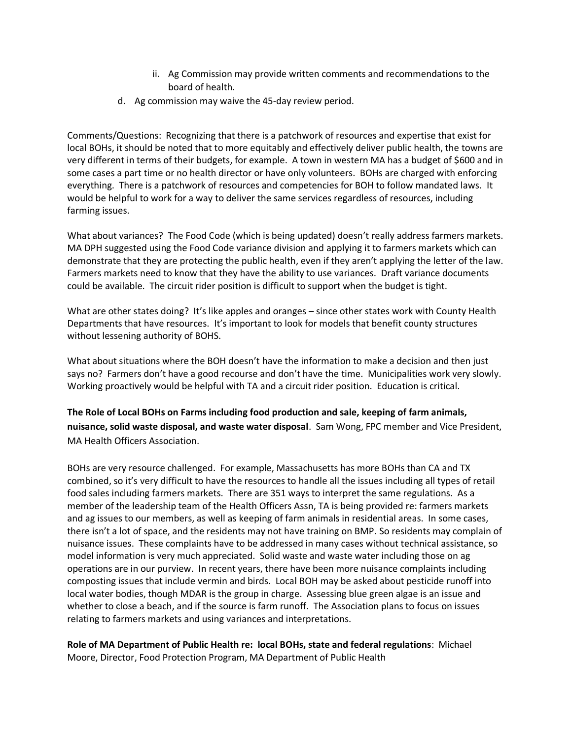ii. Ag Commission may provide written comments and recommendations to the board of health.

d. Ag commission may waive the 45-day review period.

Comments/Questions: Recognizing that there is a patchwork of resources and expertise that exist for local BOHs, it should be noted that to more equitably and effectively deliver public health, the towns are very different in terms of their budgets, for example. A town in western MA has a budget of $600 and in some cases a part time or no health director or have only volunteers. BOHs are charged with enforcing everything. There is a patchwork of resources and competencies for BOH to follow mandated laws. It would be helpful to work for a way to deliver the same services regardless of resources, including farming issues.

What about variances? The Food Code (which is being updated) doesn't really address farmers markets. MA DPH suggested using the Food Code variance division and applying it to farmers markets which can demonstrate that they are protecting the public health, even if they aren't applying the letter of the law. Farmers markets need to know that they have the ability to use variances. Draft variance documents could be available. The circuit rider position is difficult to support when the budget is tight.

What are other states doing? It's like apples and oranges – since other states work with County Health Departments that have resources. It's important to look for models that benefit county structures without lessening authority of BOHS.

What about situations where the BOH doesn't have the information to make a decision and then just says no? Farmers don't have a good recourse and don't have the time. Municipalities work very slowly. Working proactively would be helpful with TA and a circuit rider position. Education is critical.

**The Role of Local BOHs on Farms including food production and sale, keeping of farm animals, nuisance, solid waste disposal, and waste water disposal**. Sam Wong, FPC member and Vice President, MA Health Officers Association.

BOHs are very resource challenged. For example, Massachusetts has more BOHs than CA and TX combined, so it's very difficult to have the resources to handle all the issues including all types of retail food sales including farmers markets. There are 351 ways to interpret the same regulations. As a member of the leadership team of the Health Officers Assn, TA is being provided re: farmers markets and ag issues to our members, as well as keeping of farm animals in residential areas. In some cases, there isn't a lot of space, and the residents may not have training on BMP. So residents may complain of nuisance issues. These complaints have to be addressed in many cases without technical assistance, so model information is very much appreciated. Solid waste and waste water including those on ag operations are in our purview. In recent years, there have been more nuisance complaints including composting issues that include vermin and birds. Local BOH may be asked about pesticide runoff into local water bodies, though MDAR is the group in charge. Assessing blue green algae is an issue and whether to close a beach, and if the source is farm runoff. The Association plans to focus on issues relating to farmers markets and using variances and interpretations.

**Role of MA Department of Public Health re: local BOHs, state and federal regulations**: Michael Moore, Director, Food Protection Program, MA Department of Public Health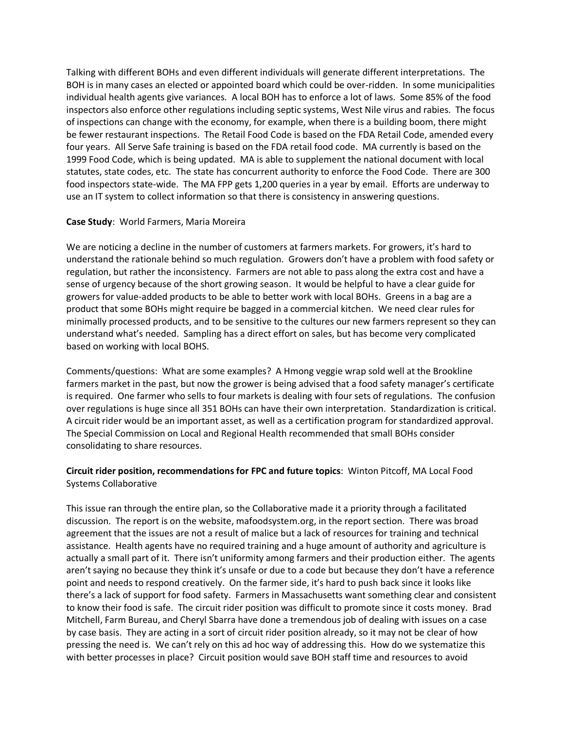Talking with different BOHs and even different individuals will generate different interpretations. The BOH is in many cases an elected or appointed board which could be over-ridden. In some municipalities individual health agents give variances. A local BOH has to enforce a lot of laws. Some 85% of the food inspectors also enforce other regulations including septic systems, West Nile virus and rabies. The focus of inspections can change with the economy, for example, when there is a building boom, there might be fewer restaurant inspections. The Retail Food Code is based on the FDA Retail Code, amended every four years. All Serve Safe training is based on the FDA retail food code. MA currently is based on the 1999 Food Code, which is being updated. MA is able to supplement the national document with local statutes, state codes, etc. The state has concurrent authority to enforce the Food Code. There are 300 food inspectors state-wide. The MA FPP gets 1,200 queries in a year by email. Efforts are underway to use an IT system to collect information so that there is consistency in answering questions.

**Case Study**: World Farmers, Maria Moreira

We are noticing a decline in the number of customers at farmers markets. For growers, it's hard to understand the rationale behind so much regulation. Growers don't have a problem with food safety or regulation, but rather the inconsistency. Farmers are not able to pass along the extra cost and have a sense of urgency because of the short growing season. It would be helpful to have a clear guide for growers for value-added products to be able to better work with local BOHs. Greens in a bag are a product that some BOHs might require be bagged in a commercial kitchen. We need clear rules for minimally processed products, and to be sensitive to the cultures our new farmers represent so they can understand what's needed. Sampling has a direct effort on sales, but has become very complicated based on working with local BOHS.

Comments/questions: What are some examples? A Hmong veggie wrap sold well at the Brookline farmers market in the past, but now the grower is being advised that a food safety manager's certificate is required. One farmer who sells to four markets is dealing with four sets of regulations. The confusion over regulations is huge since all 351 BOHs can have their own interpretation. Standardization is critical. A circuit rider would be an important asset, as well as a certification program for standardized approval. The Special Commission on Local and Regional Health recommended that small BOHs consider consolidating to share resources.

**Circuit rider position, recommendations for FPC and future topics**: Winton Pitcoff, MA Local Food Systems Collaborative

This issue ran through the entire plan, so the Collaborative made it a priority through a facilitated discussion. The report is on the website, mafoodsystem.org, in the report section. There was broad agreement that the issues are not a result of malice but a lack of resources for training and technical assistance. Health agents have no required training and a huge amount of authority and agriculture is actually a small part of it. There isn't uniformity among farmers and their production either. The agents aren't saying no because they think it's unsafe or due to a code but because they don't have a reference point and needs to respond creatively. On the farmer side, it's hard to push back since it looks like there's a lack of support for food safety. Farmers in Massachusetts want something clear and consistent to know their food is safe. The circuit rider position was difficult to promote since it costs money. Brad Mitchell, Farm Bureau, and Cheryl Sbarra have done a tremendous job of dealing with issues on a case by case basis. They are acting in a sort of circuit rider position already, so it may not be clear of how pressing the need is. We can't rely on this ad hoc way of addressing this. How do we systematize this with better processes in place? Circuit position would save BOH staff time and resources to avoid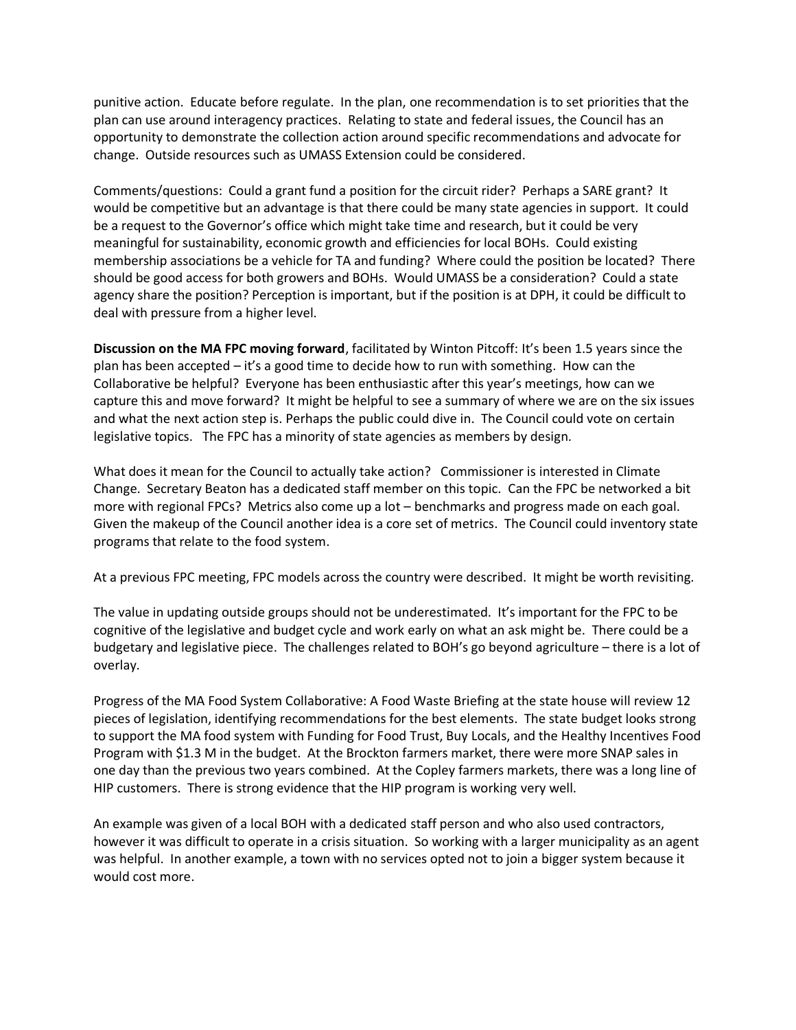punitive action. Educate before regulate. In the plan, one recommendation is to set priorities that the plan can use around interagency practices. Relating to state and federal issues, the Council has an opportunity to demonstrate the collection action around specific recommendations and advocate for change. Outside resources such as UMASS Extension could be considered.

Comments/questions: Could a grant fund a position for the circuit rider? Perhaps a SARE grant? It would be competitive but an advantage is that there could be many state agencies in support. It could be a request to the Governor's office which might take time and research, but it could be very meaningful for sustainability, economic growth and efficiencies for local BOHs. Could existing membership associations be a vehicle for TA and funding? Where could the position be located? There should be good access for both growers and BOHs. Would UMASS be a consideration? Could a state agency share the position? Perception is important, but if the position is at DPH, it could be difficult to deal with pressure from a higher level.

**Discussion on the MA FPC moving forward**, facilitated by Winton Pitcoff: It's been 1.5 years since the plan has been accepted – it's a good time to decide how to run with something. How can the Collaborative be helpful? Everyone has been enthusiastic after this year's meetings, how can we capture this and move forward? It might be helpful to see a summary of where we are on the six issues and what the next action step is. Perhaps the public could dive in. The Council could vote on certain legislative topics. The FPC has a minority of state agencies as members by design.

What does it mean for the Council to actually take action? Commissioner is interested in Climate Change. Secretary Beaton has a dedicated staff member on this topic. Can the FPC be networked a bit more with regional FPCs? Metrics also come up a lot – benchmarks and progress made on each goal. Given the makeup of the Council another idea is a core set of metrics. The Council could inventory state programs that relate to the food system.

At a previous FPC meeting, FPC models across the country were described. It might be worth revisiting.

The value in updating outside groups should not be underestimated. It's important for the FPC to be cognitive of the legislative and budget cycle and work early on what an ask might be. There could be a budgetary and legislative piece. The challenges related to BOH's go beyond agriculture – there is a lot of overlay.

Progress of the MA Food System Collaborative: A Food Waste Briefing at the state house will review 12 pieces of legislation, identifying recommendations for the best elements. The state budget looks strong to support the MA food system with Funding for Food Trust, Buy Locals, and the Healthy Incentives Food Program with $1.3 M in the budget. At the Brockton farmers market, there were more SNAP sales in one day than the previous two years combined. At the Copley farmers markets, there was a long line of HIP customers. There is strong evidence that the HIP program is working very well.

An example was given of a local BOH with a dedicated staff person and who also used contractors, however it was difficult to operate in a crisis situation. So working with a larger municipality as an agent was helpful. In another example, a town with no services opted not to join a bigger system because it would cost more.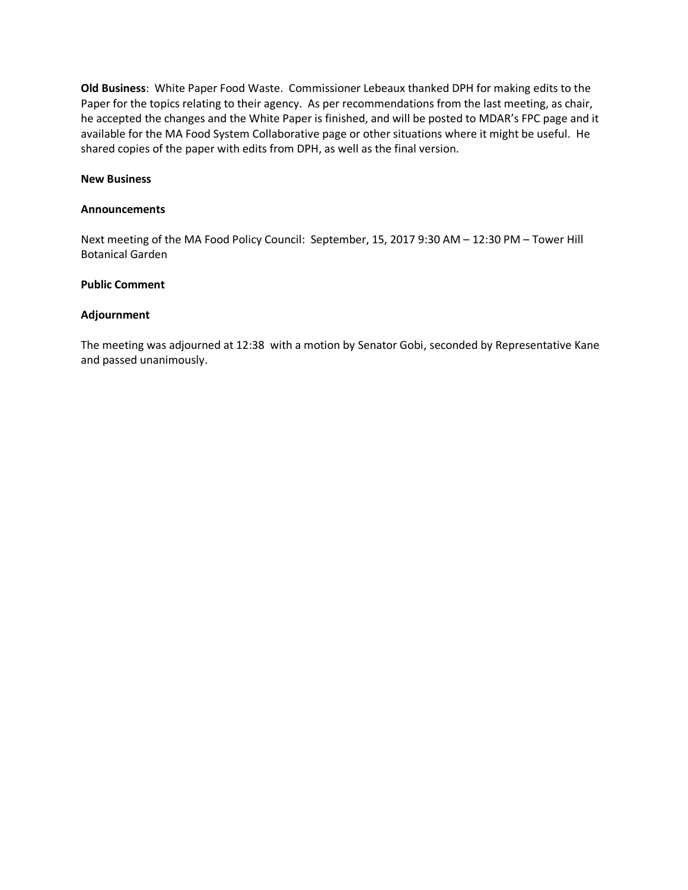**Old Business**: White Paper Food Waste. Commissioner Lebeaux thanked DPH for making edits to the Paper for the topics relating to their agency. As per recommendations from the last meeting, as chair, he accepted the changes and the White Paper is finished, and will be posted to MDAR's FPC page and it available for the MA Food System Collaborative page or other situations where it might be useful. He shared copies of the paper with edits from DPH, as well as the final version.

**New Business**

**Announcements**

Next meeting of the MA Food Policy Council: September, 15, 2017 9:30 AM – 12:30 PM – Tower Hill Botanical Garden

**Public Comment**

**Adjournment**

The meeting was adjourned at 12:38 with a motion by Senator Gobi, seconded by Representative Kane and passed unanimously.